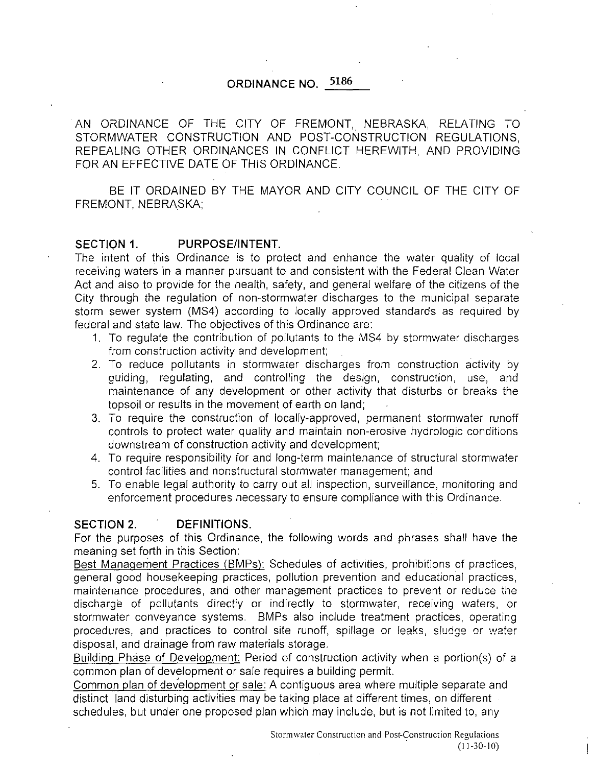# ORDINANCE NO. 5186

AN ORDINANCE OF THE CITY OF FREMONT, NEBRASKA, RELATING TO STORMWATER CONSTRUCTION AND POST-CONSTRUCTION REGULATIONS, REPEALING OTHER ORDINANCES IN CONFLICT HEREWITH, AND PROVIDING FOR AN EFFECTIVE DATE OF THIS ORDINANCE.

BE IT ORDAINED BY THE MAYOR AND CITY COUNCIL OF THE CITY OF FREMONT, NEBRASKA;

## SECTION 1. PURPOSE/INTENT.

The intent of this Ordinance is to protect and enhance the water quality of local receiving waters in a manner pursuant to and consistent with the Federal Clean Water Act and also to provide for the health, safety, and general welfare of the citizens of the City through the regulation of non-stormwater discharges to the municipal separate storm sewer system (MS4) according to locally approved standards as required by federal and state law. The objectives of this Ordinance are:

1. To regulate the contribution of pollutants to the MS4 by stormwater discharges from construction activity and development;
2. To reduce pollutants in stormwater discharges from construction activity by guiding, regulating, and controlling the design, construction, use, and maintenance of any development or other activity that disturbs or breaks the topsoil or results in the movement of earth on land;
3. To require the construction of locally-approved, permanent stormwater runoff controls to protect water quality and maintain non-erosive hydrologic conditions downstream of construction activity and development;
4. To require responsibility for and long-term maintenance of structural stormwater control facilities and nonstructural stormwater management; and
5. To enable legal authority to carry out all inspection, surveillance, monitoring and enforcement procedures necessary to ensure compliance with this Ordinance.

## SECTION 2. DEFINITIONS.

For the purposes of this Ordinance, the following words and phrases shall have the meaning set forth in this Section:

Best Management Practices (BMPs): Schedules of activities, prohibitions of practices, general good housekeeping practices, pollution prevention and educational practices, maintenance procedures, and other management practices to prevent or reduce the discharge of pollutants directly or indirectly to stormwater, receiving waters, or stormwater conveyance systems. BMPs also include treatment practices, operating procedures, and practices to control site runoff, spillage or leaks, sludge or water disposal, and drainage from raw materials storage.

Building Phase of Development: Period of construction activity when a portion(s) of a common plan of development or sale requires a building permit.

Common plan of development or sale: A contiguous area where multiple separate and distinct land disturbing activities may be taking place at different times, on different schedules, but under one proposed plan which may include, but is not limited to, any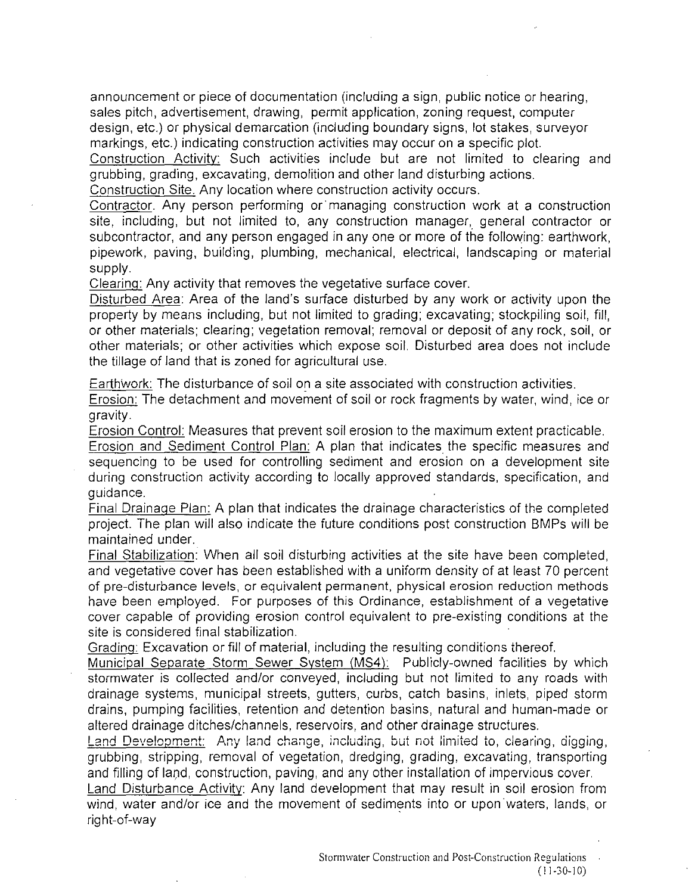announcement or piece of documentation (including a sign, public notice or hearing, sales pitch, advertisement, drawing, permit application, zoning request, computer design, etc.) or physical demarcation (including boundary signs, lot stakes, surveyor markings, etc.) indicating construction activities may occur on a specific plot.

Construction Activity: Such activities include but are not limited to clearing and grubbing, grading, excavating, demolition and other land disturbing actions.

Construction Site. Any location where construction activity occurs.

Contractor. Any person performing or managing construction work at a construction site, including, but not limited to, any construction manager, general contractor or subcontractor, and any person engaged in any one or more of the following: earthwork, pipework, paving, building, plumbing, mechanical, electrical, landscaping or material supply.

Clearing: Any activity that removes the vegetative surface cover.

Disturbed Area: Area of the land's surface disturbed by any work or activity upon the property by means including, but not limited to grading; excavating; stockpiling soil, fill, or other materials; clearing; vegetation removal; removal or deposit of any rock, soil, or other materials; or other activities which expose soil. Disturbed area does not include the tillage of land that is zoned for agricultural use.

Earthwork: The disturbance of soil on a site associated with construction activities.

Erosion: The detachment and movement of soil or rock fragments by water, wind, ice or gravity.

Erosion Control: Measures that prevent soil erosion to the maximum extent practicable.

Erosion and Sediment Control Plan: A plan that indicates the specific measures and sequencing to be used for controlling sediment and erosion on a development site during construction activity according to locally approved standards, specification, and guidance.

Final Drainage Plan: A plan that indicates the drainage characteristics of the completed project. The plan will also indicate the future conditions post construction BMPs will be maintained under.

Final Stabilization: When all soil disturbing activities at the site have been completed, and vegetative cover has been established with a uniform density of at least 70 percent of pre-disturbance levels, or equivalent permanent, physical erosion reduction methods have been employed. For purposes of this Ordinance, establishment of a vegetative cover capable of providing erosion control equivalent to pre-existing conditions at the site is considered final stabilization.

Grading: Excavation or fill of material, including the resulting conditions thereof.

Municipal Separate Storm Sewer System (MS4): Publicly-owned facilities by which stormwater is collected and/or conveyed, including but not limited to any roads with drainage systems, municipal streets, gutters, curbs, catch basins, inlets, piped storm drains, pumping facilities, retention and detention basins, natural and human-made or altered drainage ditches/channels, reservoirs, and other drainage structures.

Land Development: Any land change, including, but not limited to, clearing, digging, grubbing, stripping, removal of vegetation, dredging, grading, excavating, transporting and filling of land, construction, paving, and any other installation of impervious cover.

Land Disturbance Activity: Any land development that may result in soil erosion from wind, water and/or ice and the movement of sediments into or upon waters, lands, or right-of-way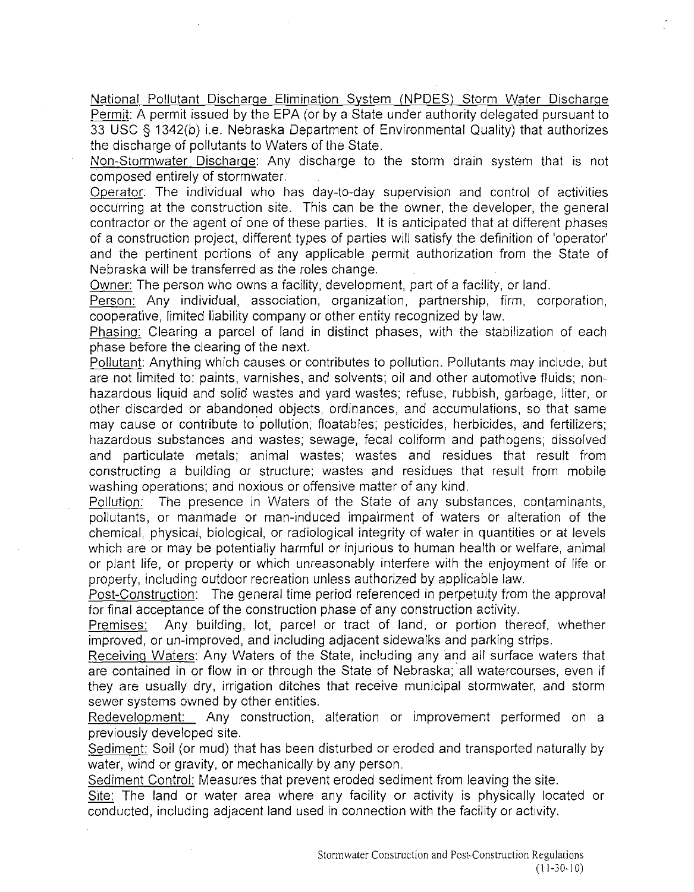National Pollutant Discharge Elimination System (NPDES) Storm Water Discharge Permit: A permit issued by the EPA (or by a State under authority delegated pursuant to 33 USC § 1342(b) i.e. Nebraska Department of Environmental Quality) that authorizes the discharge of pollutants to Waters of the State.

Non-Stormwater Discharge: Any discharge to the storm drain system that is not composed entirely of stormwater.

Operator: The individual who has day-to-day supervision and control of activities occurring at the construction site. This can be the owner, the developer, the general contractor or the agent of one of these parties. It is anticipated that at different phases of a construction project, different types of parties will satisfy the definition of 'operator' and the pertinent portions of any applicable permit authorization from the State of Nebraska will be transferred as the roles change.

Owner: The person who owns a facility, development, part of a facility, or land.

Person: Any individual, association, organization, partnership, firm, corporation, cooperative, limited liability company or other entity recognized by law.

Phasing: Clearing a parcel of land in distinct phases, with the stabilization of each phase before the clearing of the next.

Pollutant: Anything which causes or contributes to pollution. Pollutants may include, but are not limited to: paints, varnishes, and solvents; oil and other automotive fluids; non-hazardous liquid and solid wastes and yard wastes; refuse, rubbish, garbage, litter, or other discarded or abandoned objects, ordinances, and accumulations, so that same may cause or contribute to pollution; floatables; pesticides, herbicides, and fertilizers; hazardous substances and wastes; sewage, fecal coliform and pathogens; dissolved and particulate metals; animal wastes; wastes and residues that result from constructing a building or structure; wastes and residues that result from mobile washing operations; and noxious or offensive matter of any kind.

Pollution: The presence in Waters of the State of any substances, contaminants, pollutants, or manmade or man-induced impairment of waters or alteration of the chemical, physical, biological, or radiological integrity of water in quantities or at levels which are or may be potentially harmful or injurious to human health or welfare, animal or plant life, or property or which unreasonably interfere with the enjoyment of life or property, including outdoor recreation unless authorized by applicable law.

Post-Construction: The general time period referenced in perpetuity from the approval for final acceptance of the construction phase of any construction activity.

Premises: Any building, lot, parcel or tract of land, or portion thereof, whether improved, or un-improved, and including adjacent sidewalks and parking strips.

Receiving Waters: Any Waters of the State, including any and all surface waters that are contained in or flow in or through the State of Nebraska; all watercourses, even if they are usually dry, irrigation ditches that receive municipal stormwater, and storm sewer systems owned by other entities.

Redevelopment: Any construction, alteration or improvement performed on a previously developed site.

Sediment: Soil (or mud) that has been disturbed or eroded and transported naturally by water, wind or gravity, or mechanically by any person.

Sediment Control: Measures that prevent eroded sediment from leaving the site.

Site: The land or water area where any facility or activity is physically located or conducted, including adjacent land used in connection with the facility or activity.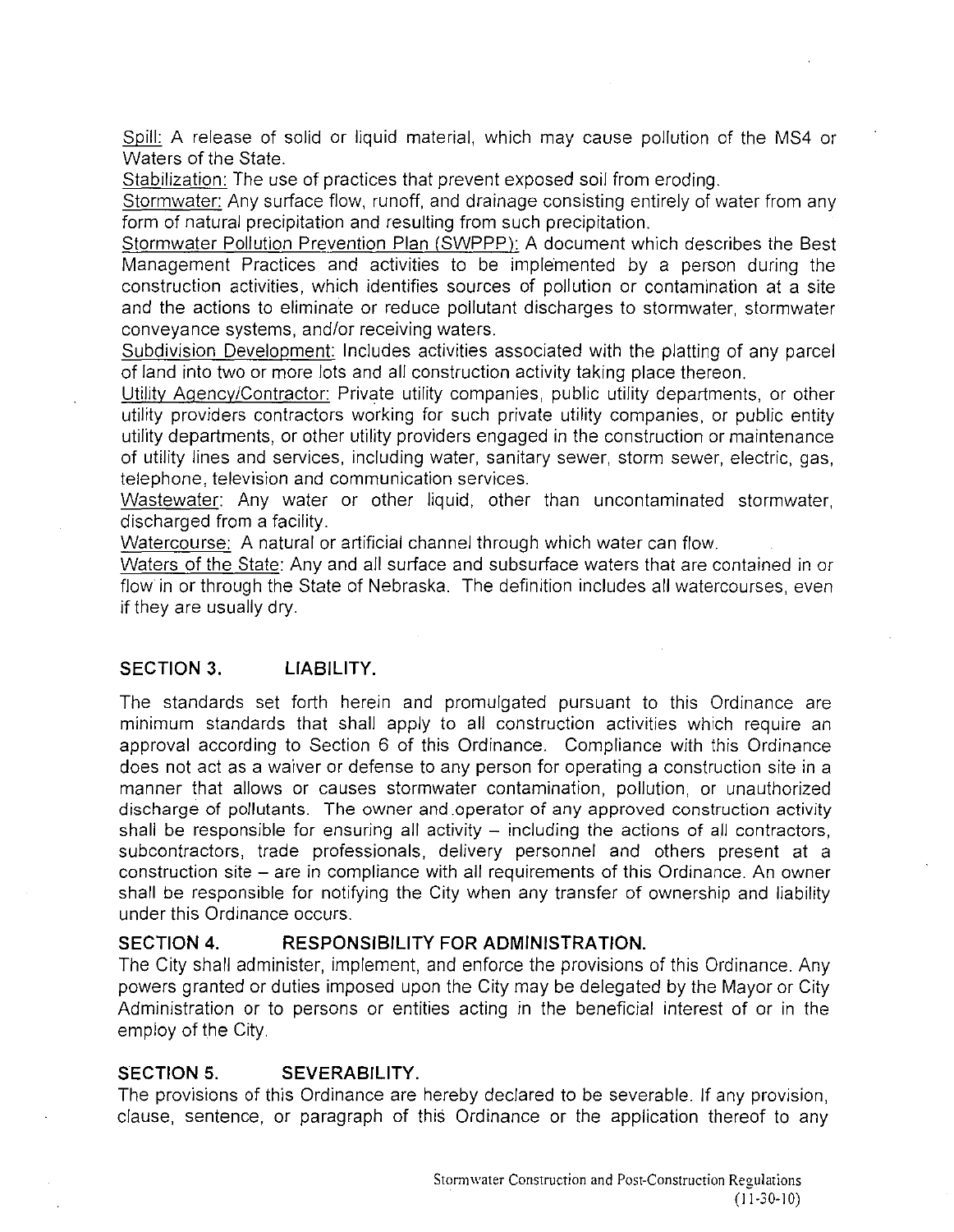Spill: A release of solid or liquid material, which may cause pollution of the MS4 or Waters of the State.

Stabilization: The use of practices that prevent exposed soil from eroding.

Stormwater: Any surface flow, runoff, and drainage consisting entirely of water from any form of natural precipitation and resulting from such precipitation.

Stormwater Pollution Prevention Plan (SWPPP): A document which describes the Best Management Practices and activities to be implemented by a person during the construction activities, which identifies sources of pollution or contamination at a site and the actions to eliminate or reduce pollutant discharges to stormwater, stormwater conveyance systems, and/or receiving waters.

Subdivision Development: Includes activities associated with the platting of any parcel of land into two or more lots and all construction activity taking place thereon.

Utility Agency/Contractor: Private utility companies, public utility departments, or other utility providers contractors working for such private utility companies, or public entity utility departments, or other utility providers engaged in the construction or maintenance of utility lines and services, including water, sanitary sewer, storm sewer, electric, gas, telephone, television and communication services.

Wastewater: Any water or other liquid, other than uncontaminated stormwater, discharged from a facility.

Watercourse: A natural or artificial channel through which water can flow.

Waters of the State: Any and all surface and subsurface waters that are contained in or flow in or through the State of Nebraska. The definition includes all watercourses, even if they are usually dry.

## SECTION 3. LIABILITY.

The standards set forth herein and promulgated pursuant to this Ordinance are minimum standards that shall apply to all construction activities which require an approval according to Section 6 of this Ordinance. Compliance with this Ordinance does not act as a waiver or defense to any person for operating a construction site in a manner that allows or causes stormwater contamination, pollution, or unauthorized discharge of pollutants. The owner and operator of any approved construction activity shall be responsible for ensuring all activity – including the actions of all contractors, subcontractors, trade professionals, delivery personnel and others present at a construction site – are in compliance with all requirements of this Ordinance. An owner shall be responsible for notifying the City when any transfer of ownership and liability under this Ordinance occurs.

## SECTION 4. RESPONSIBILITY FOR ADMINISTRATION.

The City shall administer, implement, and enforce the provisions of this Ordinance. Any powers granted or duties imposed upon the City may be delegated by the Mayor or City Administration or to persons or entities acting in the beneficial interest of or in the employ of the City.

## SECTION 5. SEVERABILITY.

The provisions of this Ordinance are hereby declared to be severable. If any provision, clause, sentence, or paragraph of this Ordinance or the application thereof to any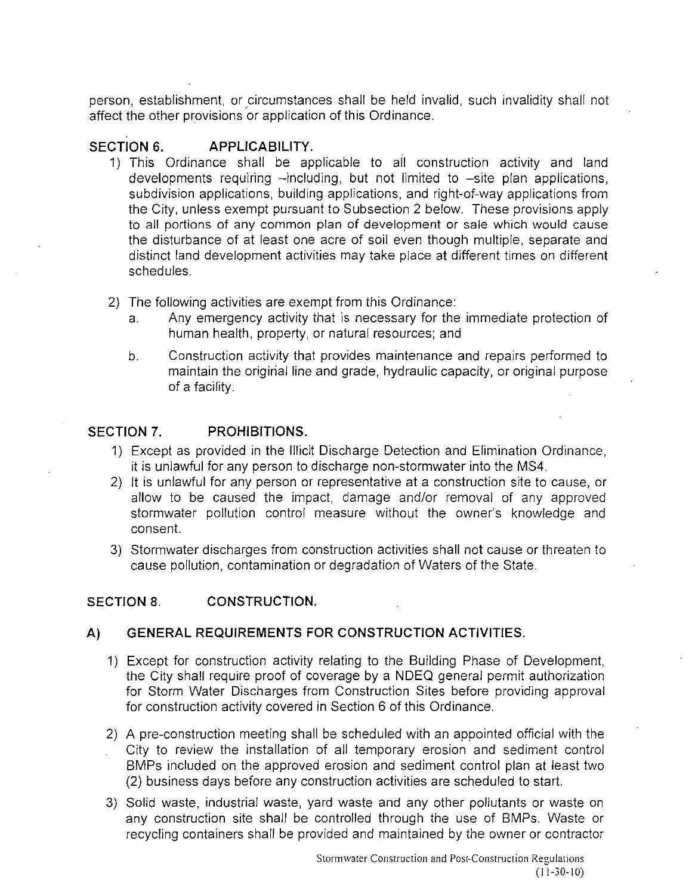person, establishment, or circumstances shall be held invalid, such invalidity shall not affect the other provisions or application of this Ordinance.

## SECTION 6. APPLICABILITY.

1) This Ordinance shall be applicable to all construction activity and land developments requiring –including, but not limited to –site plan applications, subdivision applications, building applications, and right-of-way applications from the City, unless exempt pursuant to Subsection 2 below. These provisions apply to all portions of any common plan of development or sale which would cause the disturbance of at least one acre of soil even though multiple, separate and distinct land development activities may take place at different times on different schedules.

2) The following activities are exempt from this Ordinance:
   a. Any emergency activity that is necessary for the immediate protection of human health, property, or natural resources; and
   b. Construction activity that provides maintenance and repairs performed to maintain the original line and grade, hydraulic capacity, or original purpose of a facility.

## SECTION 7. PROHIBITIONS.

1) Except as provided in the Illicit Discharge Detection and Elimination Ordinance, it is unlawful for any person to discharge non-stormwater into the MS4.
2) It is unlawful for any person or representative at a construction site to cause, or allow to be caused the impact, damage and/or removal of any approved stormwater pollution control measure without the owner's knowledge and consent.
3) Stormwater discharges from construction activities shall not cause or threaten to cause pollution, contamination or degradation of Waters of the State.

## SECTION 8. CONSTRUCTION.

### A) GENERAL REQUIREMENTS FOR CONSTRUCTION ACTIVITIES.

1) Except for construction activity relating to the Building Phase of Development, the City shall require proof of coverage by a NDEQ general permit authorization for Storm Water Discharges from Construction Sites before providing approval for construction activity covered in Section 6 of this Ordinance.

2) A pre-construction meeting shall be scheduled with an appointed official with the City to review the installation of all temporary erosion and sediment control BMPs included on the approved erosion and sediment control plan at least two (2) business days before any construction activities are scheduled to start.

3) Solid waste, industrial waste, yard waste and any other pollutants or waste on any construction site shall be controlled through the use of BMPs. Waste or recycling containers shall be provided and maintained by the owner or contractor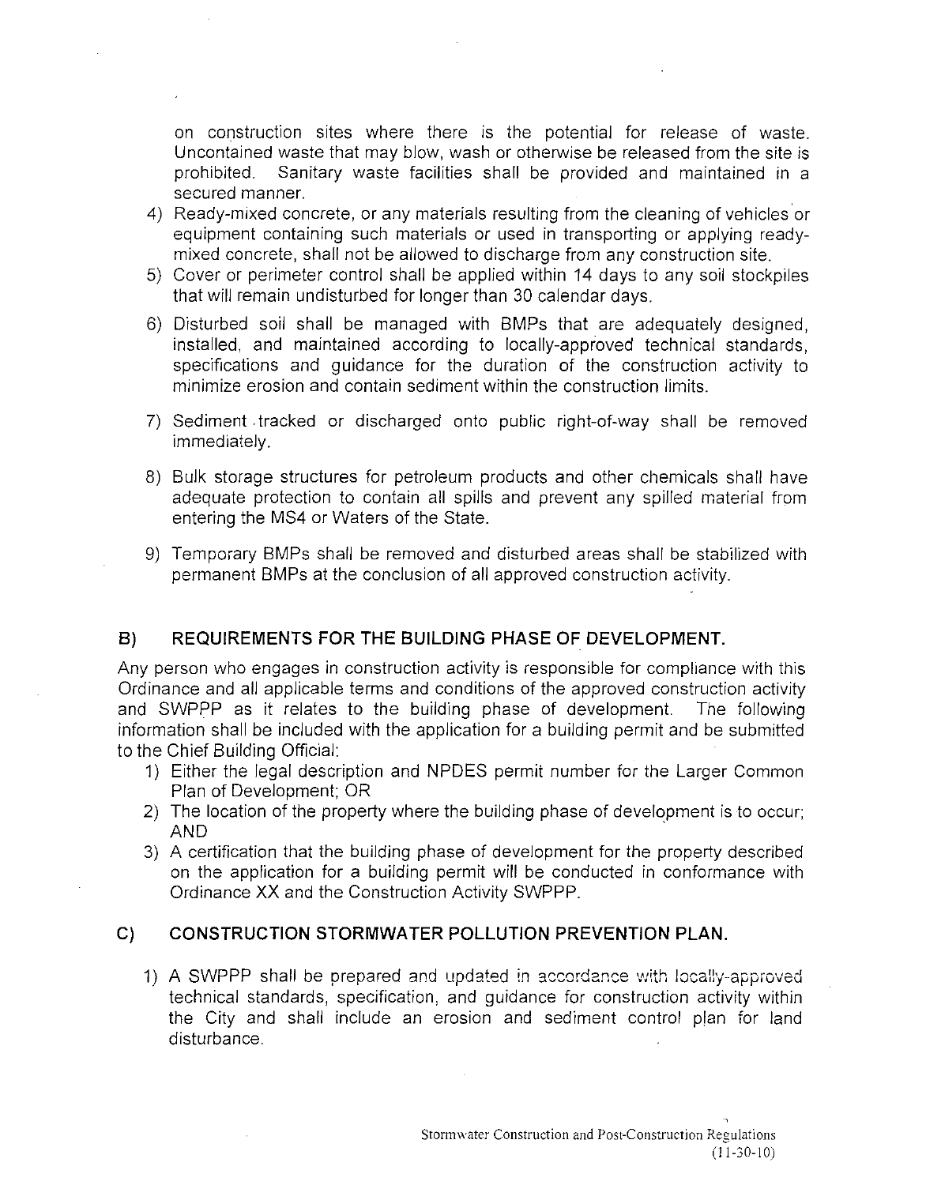on construction sites where there is the potential for release of waste. Uncontained waste that may blow, wash or otherwise be released from the site is prohibited. Sanitary waste facilities shall be provided and maintained in a secured manner.

4) Ready-mixed concrete, or any materials resulting from the cleaning of vehicles or equipment containing such materials or used in transporting or applying ready-mixed concrete, shall not be allowed to discharge from any construction site.
5) Cover or perimeter control shall be applied within 14 days to any soil stockpiles that will remain undisturbed for longer than 30 calendar days.
6) Disturbed soil shall be managed with BMPs that are adequately designed, installed, and maintained according to locally-approved technical standards, specifications and guidance for the duration of the construction activity to minimize erosion and contain sediment within the construction limits.
7) Sediment tracked or discharged onto public right-of-way shall be removed immediately.
8) Bulk storage structures for petroleum products and other chemicals shall have adequate protection to contain all spills and prevent any spilled material from entering the MS4 or Waters of the State.
9) Temporary BMPs shall be removed and disturbed areas shall be stabilized with permanent BMPs at the conclusion of all approved construction activity.

## B) REQUIREMENTS FOR THE BUILDING PHASE OF DEVELOPMENT.

Any person who engages in construction activity is responsible for compliance with this Ordinance and all applicable terms and conditions of the approved construction activity and SWPPP as it relates to the building phase of development. The following information shall be included with the application for a building permit and be submitted to the Chief Building Official:

1) Either the legal description and NPDES permit number for the Larger Common Plan of Development; OR
2) The location of the property where the building phase of development is to occur; AND
3) A certification that the building phase of development for the property described on the application for a building permit will be conducted in conformance with Ordinance XX and the Construction Activity SWPPP.

## C) CONSTRUCTION STORMWATER POLLUTION PREVENTION PLAN.

1) A SWPPP shall be prepared and updated in accordance with locally-approved technical standards, specification, and guidance for construction activity within the City and shall include an erosion and sediment control plan for land disturbance.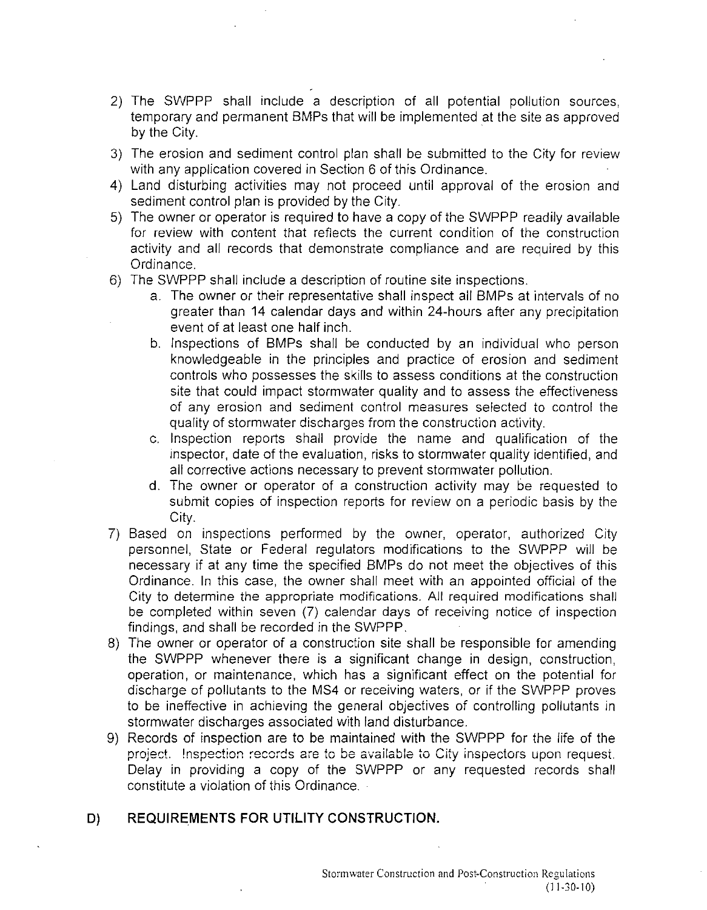2) The SWPPP shall include a description of all potential pollution sources, temporary and permanent BMPs that will be implemented at the site as approved by the City.
3) The erosion and sediment control plan shall be submitted to the City for review with any application covered in Section 6 of this Ordinance.
4) Land disturbing activities may not proceed until approval of the erosion and sediment control plan is provided by the City.
5) The owner or operator is required to have a copy of the SWPPP readily available for review with content that reflects the current condition of the construction activity and all records that demonstrate compliance and are required by this Ordinance.
6) The SWPPP shall include a description of routine site inspections.
   a. The owner or their representative shall inspect all BMPs at intervals of no greater than 14 calendar days and within 24-hours after any precipitation event of at least one half inch.
   b. Inspections of BMPs shall be conducted by an individual who person knowledgeable in the principles and practice of erosion and sediment controls who possesses the skills to assess conditions at the construction site that could impact stormwater quality and to assess the effectiveness of any erosion and sediment control measures selected to control the quality of stormwater discharges from the construction activity.
   c. Inspection reports shall provide the name and qualification of the inspector, date of the evaluation, risks to stormwater quality identified, and all corrective actions necessary to prevent stormwater pollution.
   d. The owner or operator of a construction activity may be requested to submit copies of inspection reports for review on a periodic basis by the City.
7) Based on inspections performed by the owner, operator, authorized City personnel, State or Federal regulators modifications to the SWPPP will be necessary if at any time the specified BMPs do not meet the objectives of this Ordinance. In this case, the owner shall meet with an appointed official of the City to determine the appropriate modifications. All required modifications shall be completed within seven (7) calendar days of receiving notice of inspection findings, and shall be recorded in the SWPPP.
8) The owner or operator of a construction site shall be responsible for amending the SWPPP whenever there is a significant change in design, construction, operation, or maintenance, which has a significant effect on the potential for discharge of pollutants to the MS4 or receiving waters, or if the SWPPP proves to be ineffective in achieving the general objectives of controlling pollutants in stormwater discharges associated with land disturbance.
9) Records of inspection are to be maintained with the SWPPP for the life of the project. Inspection records are to be available to City inspectors upon request. Delay in providing a copy of the SWPPP or any requested records shall constitute a violation of this Ordinance.

## D) REQUIREMENTS FOR UTILITY CONSTRUCTION.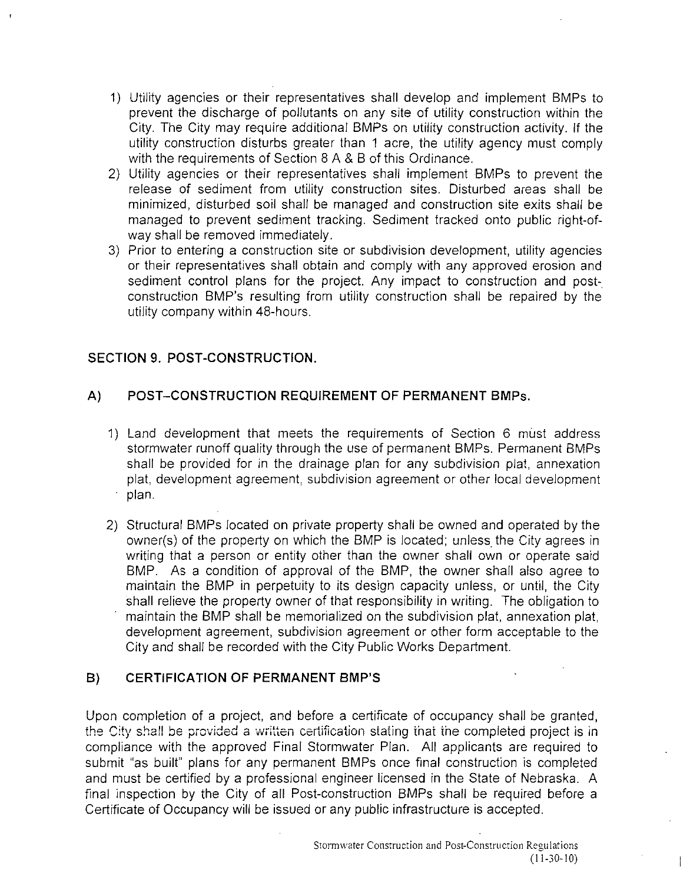1) Utility agencies or their representatives shall develop and implement BMPs to prevent the discharge of pollutants on any site of utility construction within the City. The City may require additional BMPs on utility construction activity. If the utility construction disturbs greater than 1 acre, the utility agency must comply with the requirements of Section 8 A & B of this Ordinance.
2) Utility agencies or their representatives shall implement BMPs to prevent the release of sediment from utility construction sites. Disturbed areas shall be minimized, disturbed soil shall be managed and construction site exits shall be managed to prevent sediment tracking. Sediment tracked onto public right-of-way shall be removed immediately.
3) Prior to entering a construction site or subdivision development, utility agencies or their representatives shall obtain and comply with any approved erosion and sediment control plans for the project. Any impact to construction and post-construction BMP's resulting from utility construction shall be repaired by the utility company within 48-hours.

## SECTION 9. POST-CONSTRUCTION.

### A) POST–CONSTRUCTION REQUIREMENT OF PERMANENT BMPs.

1) Land development that meets the requirements of Section 6 must address stormwater runoff quality through the use of permanent BMPs. Permanent BMPs shall be provided for in the drainage plan for any subdivision plat, annexation plat, development agreement, subdivision agreement or other local development plan.

2) Structural BMPs located on private property shall be owned and operated by the owner(s) of the property on which the BMP is located; unless the City agrees in writing that a person or entity other than the owner shall own or operate said BMP. As a condition of approval of the BMP, the owner shall also agree to maintain the BMP in perpetuity to its design capacity unless, or until, the City shall relieve the property owner of that responsibility in writing. The obligation to maintain the BMP shall be memorialized on the subdivision plat, annexation plat, development agreement, subdivision agreement or other form acceptable to the City and shall be recorded with the City Public Works Department.

### B) CERTIFICATION OF PERMANENT BMP'S

Upon completion of a project, and before a certificate of occupancy shall be granted, the City shall be provided a written certification stating that the completed project is in compliance with the approved Final Stormwater Plan. All applicants are required to submit "as built" plans for any permanent BMPs once final construction is completed and must be certified by a professional engineer licensed in the State of Nebraska. A final inspection by the City of all Post-construction BMPs shall be required before a Certificate of Occupancy will be issued or any public infrastructure is accepted.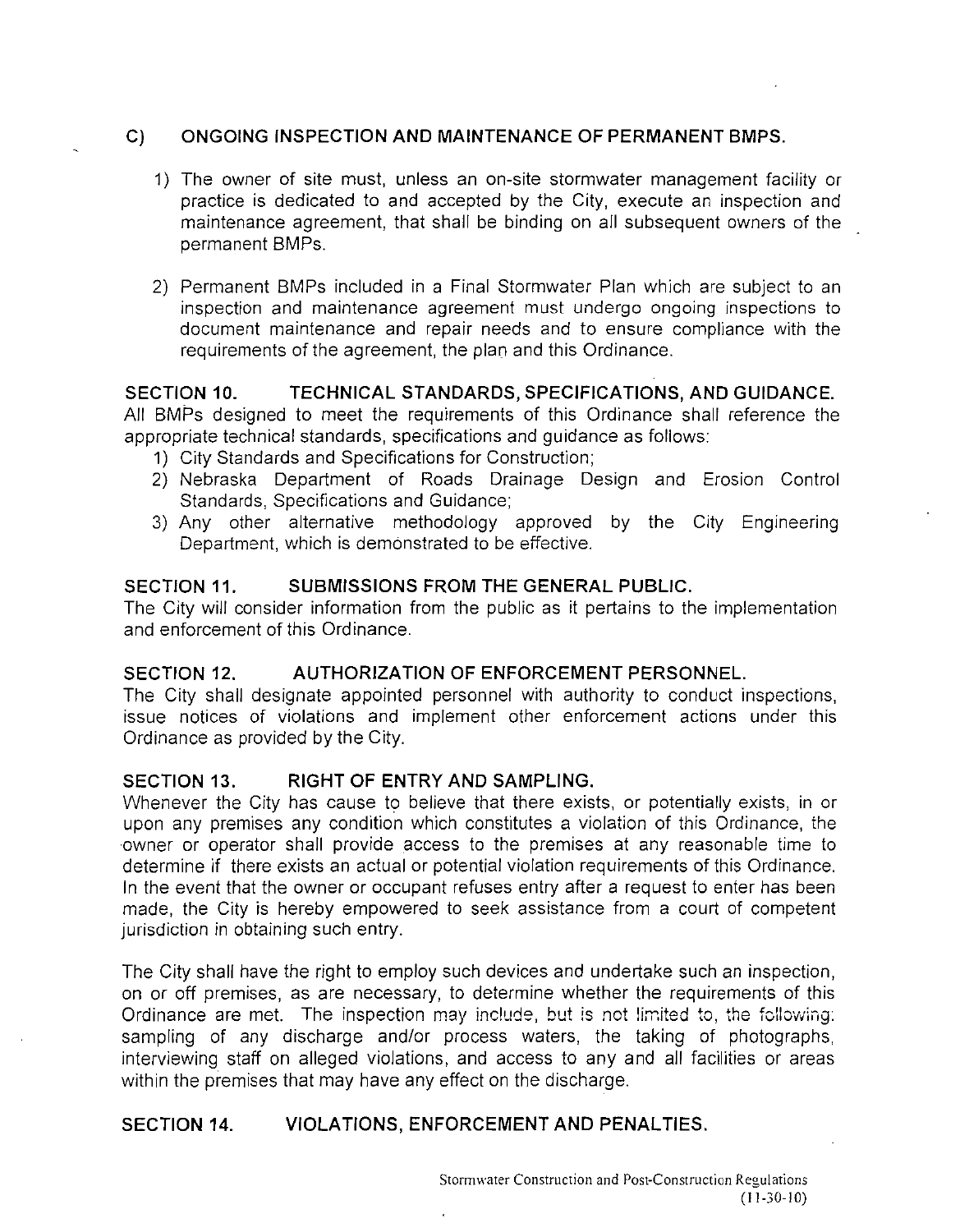### C) ONGOING INSPECTION AND MAINTENANCE OF PERMANENT BMPS.

1) The owner of site must, unless an on-site stormwater management facility or practice is dedicated to and accepted by the City, execute an inspection and maintenance agreement, that shall be binding on all subsequent owners of the permanent BMPs.

2) Permanent BMPs included in a Final Stormwater Plan which are subject to an inspection and maintenance agreement must undergo ongoing inspections to document maintenance and repair needs and to ensure compliance with the requirements of the agreement, the plan and this Ordinance.

## SECTION 10. TECHNICAL STANDARDS, SPECIFICATIONS, AND GUIDANCE.

All BMPs designed to meet the requirements of this Ordinance shall reference the appropriate technical standards, specifications and guidance as follows:

1) City Standards and Specifications for Construction;
2) Nebraska Department of Roads Drainage Design and Erosion Control Standards, Specifications and Guidance;
3) Any other alternative methodology approved by the City Engineering Department, which is demonstrated to be effective.

## SECTION 11. SUBMISSIONS FROM THE GENERAL PUBLIC.

The City will consider information from the public as it pertains to the implementation and enforcement of this Ordinance.

## SECTION 12. AUTHORIZATION OF ENFORCEMENT PERSONNEL.

The City shall designate appointed personnel with authority to conduct inspections, issue notices of violations and implement other enforcement actions under this Ordinance as provided by the City.

## SECTION 13. RIGHT OF ENTRY AND SAMPLING.

Whenever the City has cause to believe that there exists, or potentially exists, in or upon any premises any condition which constitutes a violation of this Ordinance, the owner or operator shall provide access to the premises at any reasonable time to determine if there exists an actual or potential violation requirements of this Ordinance. In the event that the owner or occupant refuses entry after a request to enter has been made, the City is hereby empowered to seek assistance from a court of competent jurisdiction in obtaining such entry.

The City shall have the right to employ such devices and undertake such an inspection, on or off premises, as are necessary, to determine whether the requirements of this Ordinance are met. The inspection may include, but is not limited to, the following: sampling of any discharge and/or process waters, the taking of photographs, interviewing staff on alleged violations, and access to any and all facilities or areas within the premises that may have any effect on the discharge.

## SECTION 14. VIOLATIONS, ENFORCEMENT AND PENALTIES.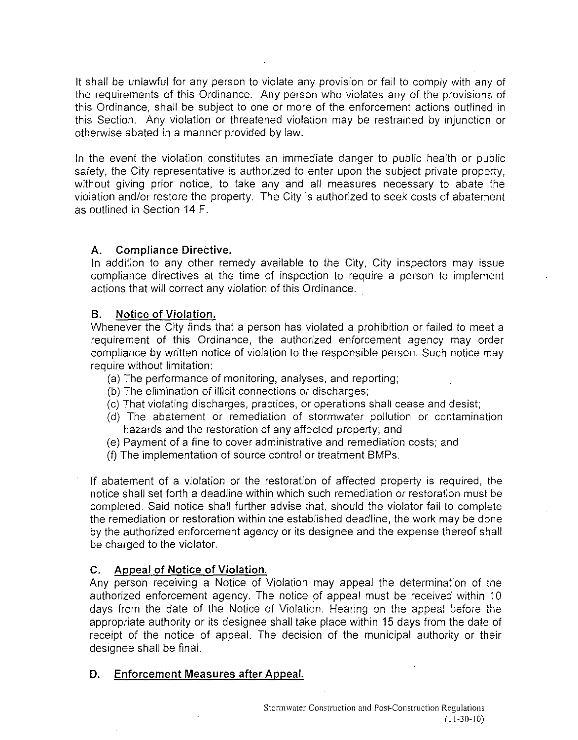It shall be unlawful for any person to violate any provision or fail to comply with any of the requirements of this Ordinance. Any person who violates any of the provisions of this Ordinance, shall be subject to one or more of the enforcement actions outlined in this Section. Any violation or threatened violation may be restrained by injunction or otherwise abated in a manner provided by law.

In the event the violation constitutes an immediate danger to public health or public safety, the City representative is authorized to enter upon the subject private property, without giving prior notice, to take any and all measures necessary to abate the violation and/or restore the property. The City is authorized to seek costs of abatement as outlined in Section 14 F.

**A. Compliance Directive.**
In addition to any other remedy available to the City, City inspectors may issue compliance directives at the time of inspection to require a person to implement actions that will correct any violation of this Ordinance.

**B. <u>Notice of Violation.</u>**
Whenever the City finds that a person has violated a prohibition or failed to meet a requirement of this Ordinance, the authorized enforcement agency may order compliance by written notice of violation to the responsible person. Such notice may require without limitation:

(a) The performance of monitoring, analyses, and reporting;
(b) The elimination of illicit connections or discharges;
(c) That violating discharges, practices, or operations shall cease and desist;
(d) The abatement or remediation of stormwater pollution or contamination hazards and the restoration of any affected property; and
(e) Payment of a fine to cover administrative and remediation costs; and
(f) The implementation of source control or treatment BMPs.

If abatement of a violation or the restoration of affected property is required, the notice shall set forth a deadline within which such remediation or restoration must be completed. Said notice shall further advise that, should the violator fail to complete the remediation or restoration within the established deadline, the work may be done by the authorized enforcement agency or its designee and the expense thereof shall be charged to the violator.

**C. <u>Appeal of Notice of Violation.</u>**
Any person receiving a Notice of Violation may appeal the determination of the authorized enforcement agency. The notice of appeal must be received within 10 days from the date of the Notice of Violation. Hearing on the appeal before the appropriate authority or its designee shall take place within 15 days from the date of receipt of the notice of appeal. The decision of the municipal authority or their designee shall be final.

**D. <u>Enforcement Measures after Appeal.</u>**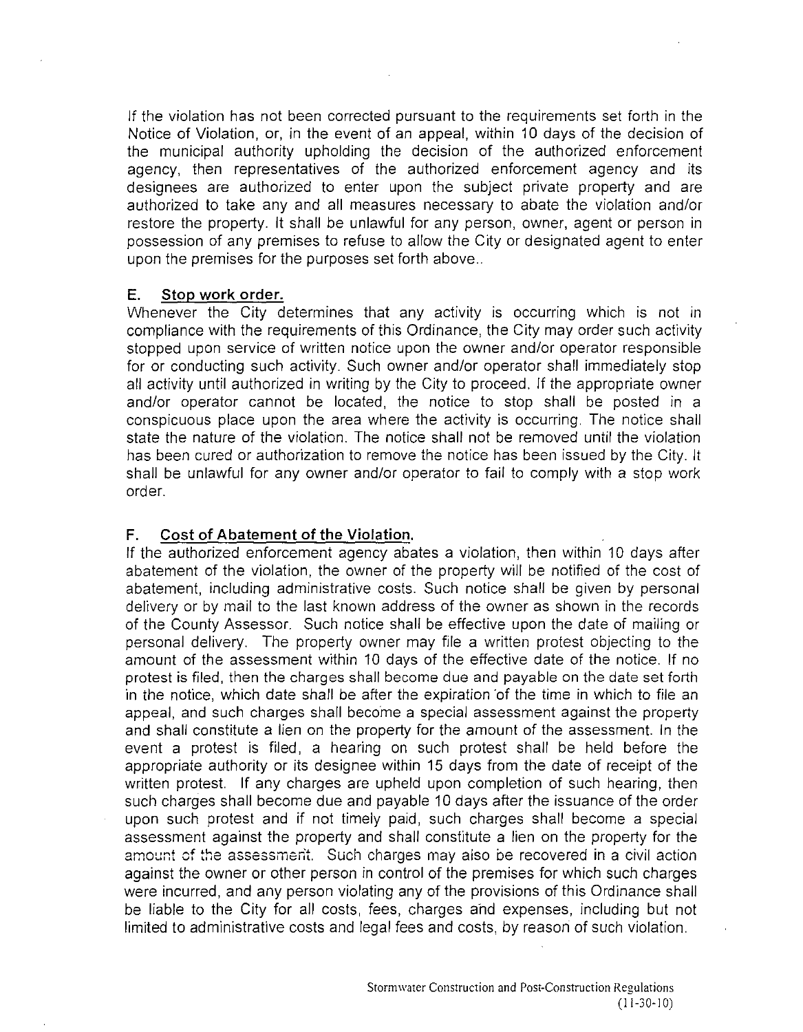If the violation has not been corrected pursuant to the requirements set forth in the Notice of Violation, or, in the event of an appeal, within 10 days of the decision of the municipal authority upholding the decision of the authorized enforcement agency, then representatives of the authorized enforcement agency and its designees are authorized to enter upon the subject private property and are authorized to take any and all measures necessary to abate the violation and/or restore the property. It shall be unlawful for any person, owner, agent or person in possession of any premises to refuse to allow the City or designated agent to enter upon the premises for the purposes set forth above..

### E. Stop work order.

Whenever the City determines that any activity is occurring which is not in compliance with the requirements of this Ordinance, the City may order such activity stopped upon service of written notice upon the owner and/or operator responsible for or conducting such activity. Such owner and/or operator shall immediately stop all activity until authorized in writing by the City to proceed. If the appropriate owner and/or operator cannot be located, the notice to stop shall be posted in a conspicuous place upon the area where the activity is occurring. The notice shall state the nature of the violation. The notice shall not be removed until the violation has been cured or authorization to remove the notice has been issued by the City. It shall be unlawful for any owner and/or operator to fail to comply with a stop work order.

### F. Cost of Abatement of the Violation.

If the authorized enforcement agency abates a violation, then within 10 days after abatement of the violation, the owner of the property will be notified of the cost of abatement, including administrative costs. Such notice shall be given by personal delivery or by mail to the last known address of the owner as shown in the records of the County Assessor. Such notice shall be effective upon the date of mailing or personal delivery. The property owner may file a written protest objecting to the amount of the assessment within 10 days of the effective date of the notice. If no protest is filed, then the charges shall become due and payable on the date set forth in the notice, which date shall be after the expiration of the time in which to file an appeal, and such charges shall become a special assessment against the property and shall constitute a lien on the property for the amount of the assessment. In the event a protest is filed, a hearing on such protest shall be held before the appropriate authority or its designee within 15 days from the date of receipt of the written protest. If any charges are upheld upon completion of such hearing, then such charges shall become due and payable 10 days after the issuance of the order upon such protest and if not timely paid, such charges shall become a special assessment against the property and shall constitute a lien on the property for the amount of the assessment. Such charges may also be recovered in a civil action against the owner or other person in control of the premises for which such charges were incurred, and any person violating any of the provisions of this Ordinance shall be liable to the City for all costs, fees, charges and expenses, including but not limited to administrative costs and legal fees and costs, by reason of such violation.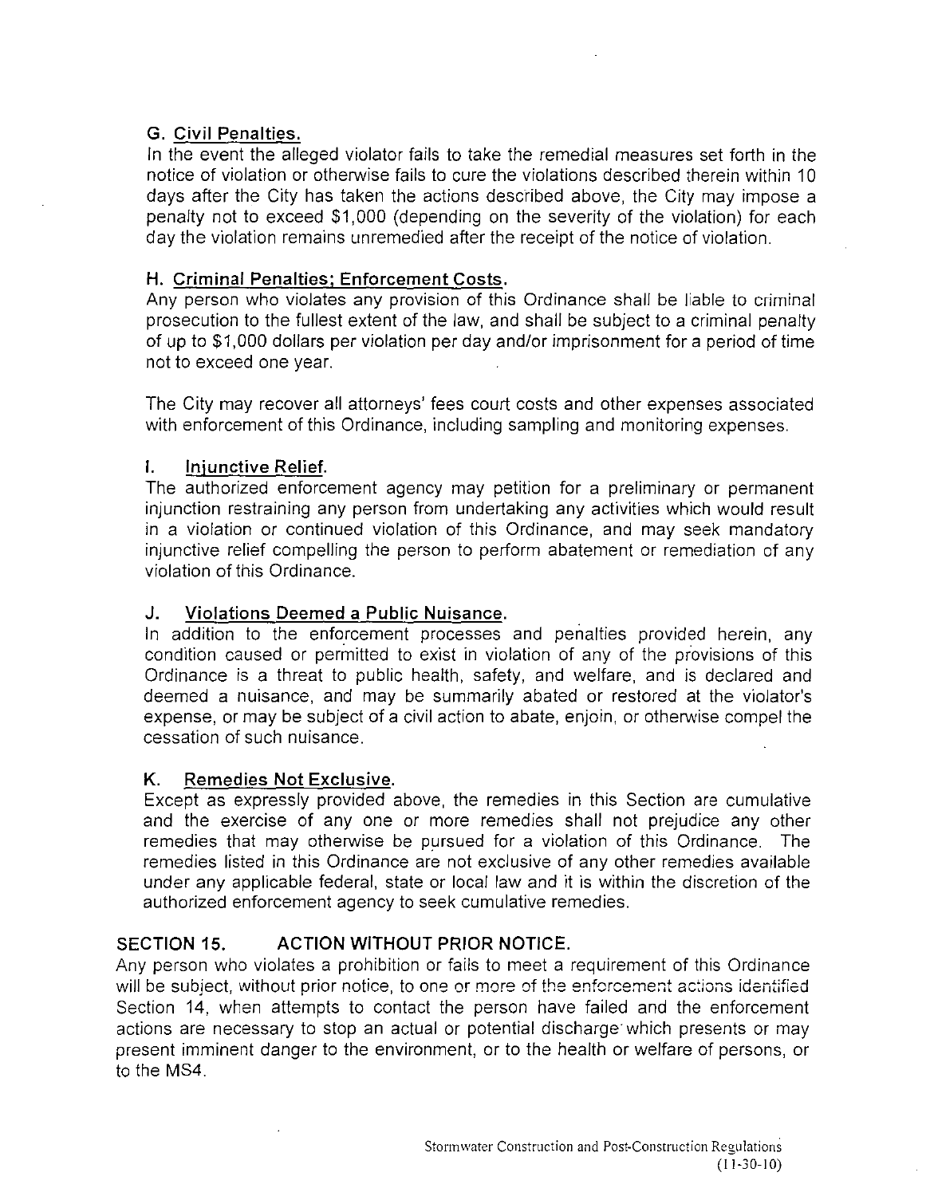**G. Civil Penalties.**
In the event the alleged violator fails to take the remedial measures set forth in the notice of violation or otherwise fails to cure the violations described therein within 10 days after the City has taken the actions described above, the City may impose a penalty not to exceed $1,000 (depending on the severity of the violation) for each day the violation remains unremedied after the receipt of the notice of violation.

**H. Criminal Penalties; Enforcement Costs.**
Any person who violates any provision of this Ordinance shall be liable to criminal prosecution to the fullest extent of the law, and shall be subject to a criminal penalty of up to $1,000 dollars per violation per day and/or imprisonment for a period of time not to exceed one year.

The City may recover all attorneys' fees court costs and other expenses associated with enforcement of this Ordinance, including sampling and monitoring expenses.

**I. Injunctive Relief.**
The authorized enforcement agency may petition for a preliminary or permanent injunction restraining any person from undertaking any activities which would result in a violation or continued violation of this Ordinance, and may seek mandatory injunctive relief compelling the person to perform abatement or remediation of any violation of this Ordinance.

**J. Violations Deemed a Public Nuisance.**
In addition to the enforcement processes and penalties provided herein, any condition caused or permitted to exist in violation of any of the provisions of this Ordinance is a threat to public health, safety, and welfare, and is declared and deemed a nuisance, and may be summarily abated or restored at the violator's expense, or may be subject of a civil action to abate, enjoin, or otherwise compel the cessation of such nuisance.

**K. Remedies Not Exclusive.**
Except as expressly provided above, the remedies in this Section are cumulative and the exercise of any one or more remedies shall not prejudice any other remedies that may otherwise be pursued for a violation of this Ordinance. The remedies listed in this Ordinance are not exclusive of any other remedies available under any applicable federal, state or local law and it is within the discretion of the authorized enforcement agency to seek cumulative remedies.

## SECTION 15. ACTION WITHOUT PRIOR NOTICE.

Any person who violates a prohibition or fails to meet a requirement of this Ordinance will be subject, without prior notice, to one or more of the enforcement actions identified Section 14, when attempts to contact the person have failed and the enforcement actions are necessary to stop an actual or potential discharge which presents or may present imminent danger to the environment, or to the health or welfare of persons, or to the MS4.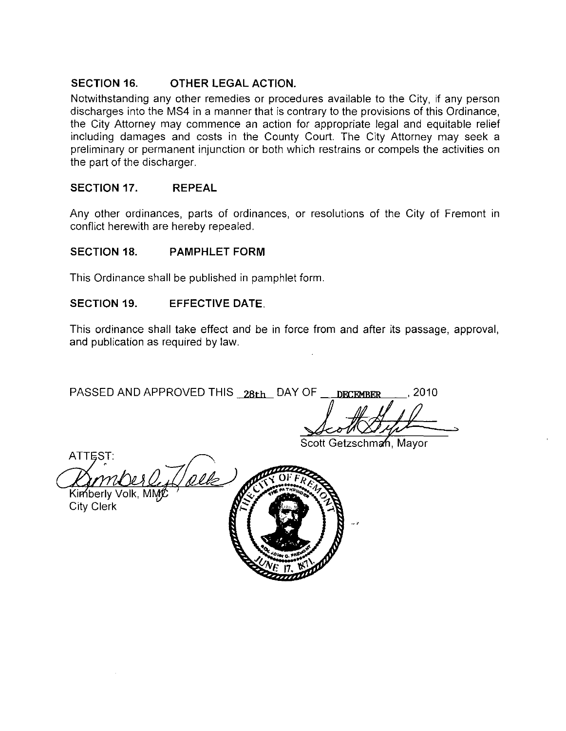## SECTION 16. OTHER LEGAL ACTION.

Notwithstanding any other remedies or procedures available to the City, if any person discharges into the MS4 in a manner that is contrary to the provisions of this Ordinance, the City Attorney may commence an action for appropriate legal and equitable relief including damages and costs in the County Court. The City Attorney may seek a preliminary or permanent injunction or both which restrains or compels the activities on the part of the discharger.

## SECTION 17. REPEAL

Any other ordinances, parts of ordinances, or resolutions of the City of Fremont in conflict herewith are hereby repealed.

## SECTION 18. PAMPHLET FORM

This Ordinance shall be published in pamphlet form.

## SECTION 19. EFFECTIVE DATE.

This ordinance shall take effect and be in force from and after its passage, approval, and publication as required by law.

PASSED AND APPROVED THIS 28th DAY OF DECEMBER, 2010

Scott Getzschman, Mayor

ATTEST:

Kimberly Volk, MMC
City Clerk

THE CITY OF FREMONT
THE PATHFINDER
GEN. JOHN C. FREMONT
JUNE 17, 1871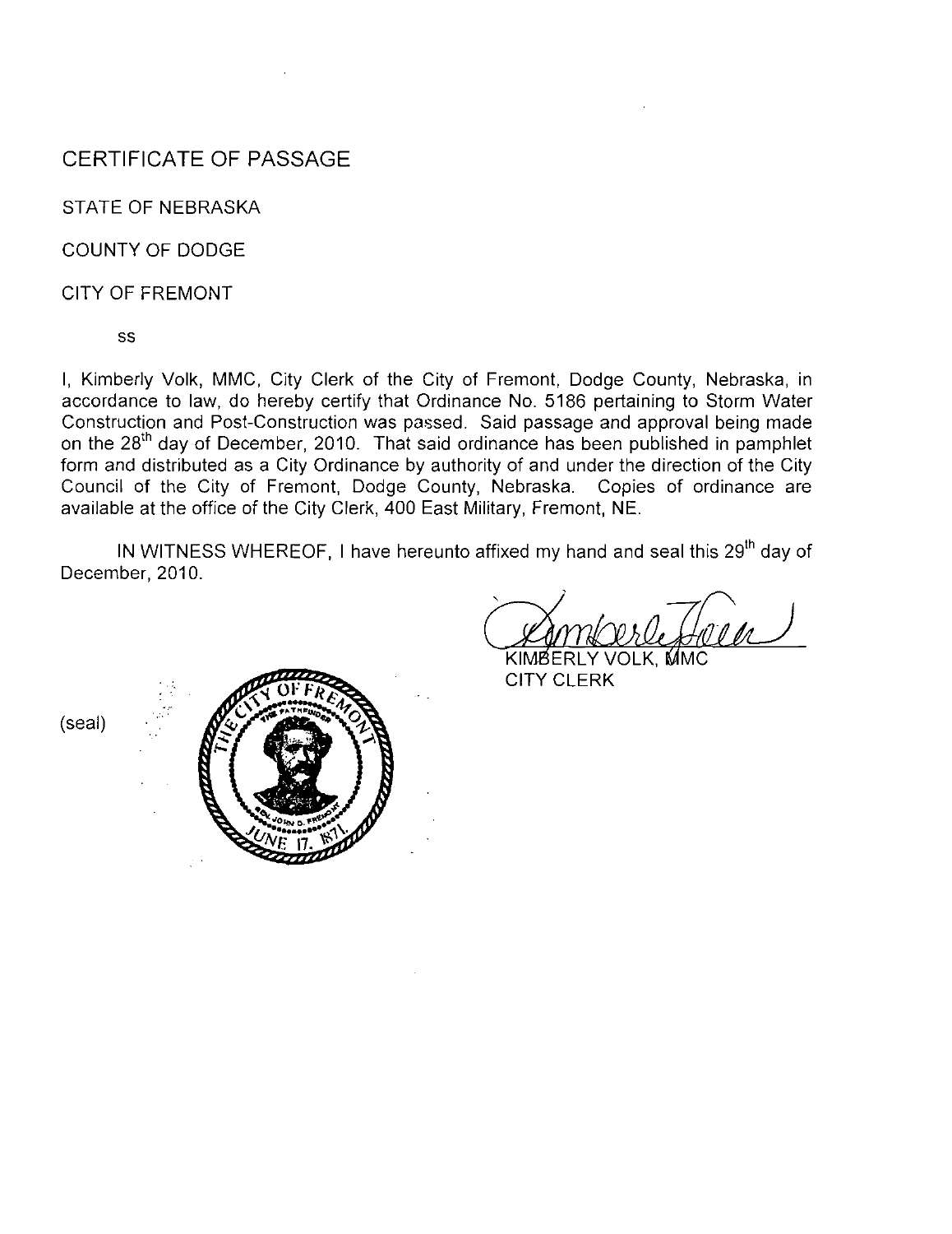# CERTIFICATE OF PASSAGE

STATE OF NEBRASKA

COUNTY OF DODGE

CITY OF FREMONT

ss

I, Kimberly Volk, MMC, City Clerk of the City of Fremont, Dodge County, Nebraska, in accordance to law, do hereby certify that Ordinance No. 5186 pertaining to Storm Water Construction and Post-Construction was passed. Said passage and approval being made on the 28th day of December, 2010. That said ordinance has been published in pamphlet form and distributed as a City Ordinance by authority of and under the direction of the City Council of the City of Fremont, Dodge County, Nebraska. Copies of ordinance are available at the office of the City Clerk, 400 East Military, Fremont, NE.

IN WITNESS WHEREOF, I have hereunto affixed my hand and seal this 29th day of December, 2010.

KIMBERLY VOLK, MMC
CITY CLERK

(seal)

THE CITY OF FREMONT
THE PATHFINDER
GEN. JOHN C. FREMONT
JUNE 17, 1871